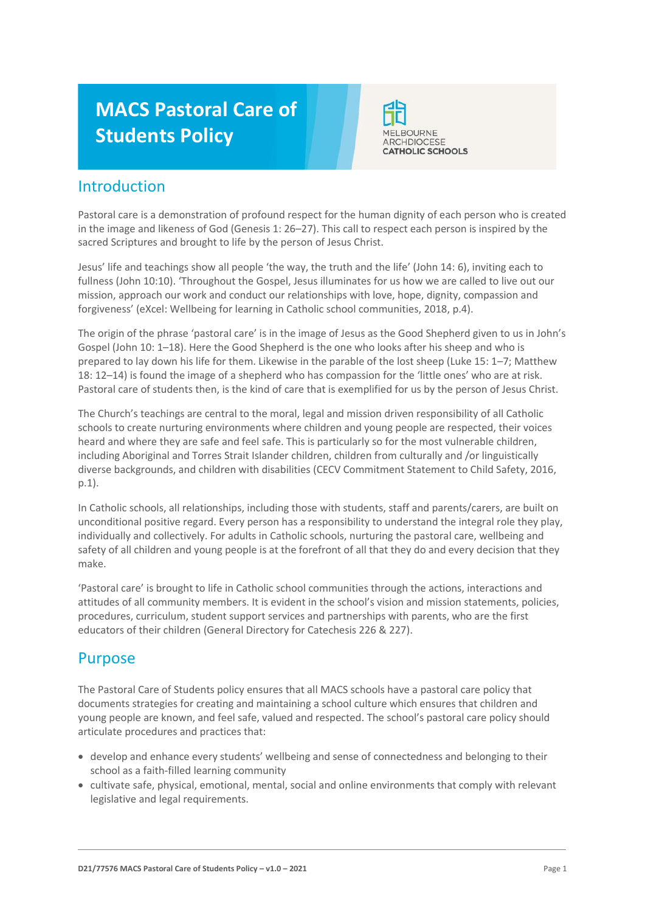# MACS Pastoral Care of Students Policy

## Introduction

Pastoral care is a demonstration of profound respect for the human dignity of each person who is created in the image and likeness of God (Genesis 1: 26–27). This call to respect each person is inspired by the sacred Scriptures and brought to life by the person of Jesus Christ.

Jesus' life and teachings show all people 'the way, the truth and the life' (John 14: 6), inviting each to fullness (John 10:10). 'Throughout the Gospel, Jesus illuminates for us how we are called to live out our mission, approach our work and conduct our relationships with love, hope, dignity, compassion and forgiveness' (eXcel: Wellbeing for learning in Catholic school communities, 2018, p.4).

The origin of the phrase 'pastoral care' is in the image of Jesus as the Good Shepherd given to us in John's Gospel (John 10: 1–18). Here the Good Shepherd is the one who looks after his sheep and who is prepared to lay down his life for them. Likewise in the parable of the lost sheep (Luke 15: 1–7; Matthew 18: 12–14) is found the image of a shepherd who has compassion for the 'little ones' who are at risk. Pastoral care of students then, is the kind of care that is exemplified for us by the person of Jesus Christ.

The Church's teachings are central to the moral, legal and mission driven responsibility of all Catholic schools to create nurturing environments where children and young people are respected, their voices heard and where they are safe and feel safe. This is particularly so for the most vulnerable children, including Aboriginal and Torres Strait Islander children, children from culturally and /or linguistically diverse backgrounds, and children with disabilities (CECV Commitment Statement to Child Safety, 2016, p.1).

In Catholic schools, all relationships, including those with students, staff and parents/carers, are built on unconditional positive regard. Every person has a responsibility to understand the integral role they play, individually and collectively. For adults in Catholic schools, nurturing the pastoral care, wellbeing and safety of all children and young people is at the forefront of all that they do and every decision that they make.

'Pastoral care' is brought to life in Catholic school communities through the actions, interactions and attitudes of all community members. It is evident in the school's vision and mission statements, policies, procedures, curriculum, student support services and partnerships with parents, who are the first educators of their children (General Directory for Catechesis 226 & 227).

## Purpose

The Pastoral Care of Students policy ensures that all MACS schools have a pastoral care policy that documents strategies for creating and maintaining a school culture which ensures that children and young people are known, and feel safe, valued and respected. The school's pastoral care policy should articulate procedures and practices that:

- develop and enhance every students' wellbeing and sense of connectedness and belonging to their school as a faith-filled learning community
- cultivate safe, physical, emotional, mental, social and online environments that comply with relevant legislative and legal requirements.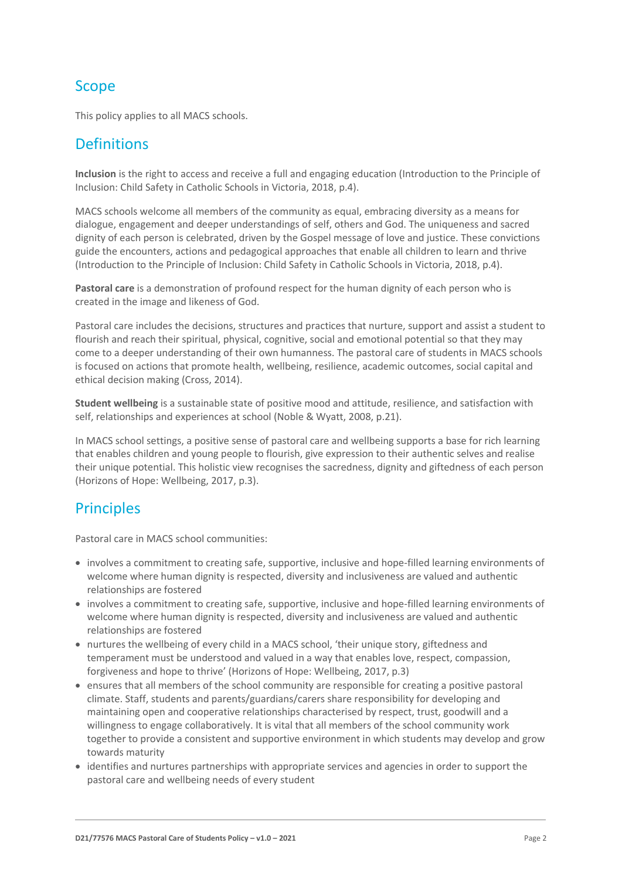## Scope

This policy applies to all MACS schools.

## Definitions

**Inclusion** is the right to access and receive a full and engaging education (Introduction to the Principle of Inclusion: Child Safety in Catholic Schools in Victoria, 2018, p.4).

MACS schools welcome all members of the community as equal, embracing diversity as a means for dialogue, engagement and deeper understandings of self, others and God. The uniqueness and sacred dignity of each person is celebrated, driven by the Gospel message of love and justice. These convictions guide the encounters, actions and pedagogical approaches that enable all children to learn and thrive (Introduction to the Principle of Inclusion: Child Safety in Catholic Schools in Victoria, 2018, p.4).

**Pastoral care** is a demonstration of profound respect for the human dignity of each person who is created in the image and likeness of God.

Pastoral care includes the decisions, structures and practices that nurture, support and assist a student to flourish and reach their spiritual, physical, cognitive, social and emotional potential so that they may come to a deeper understanding of their own humanness. The pastoral care of students in MACS schools is focused on actions that promote health, wellbeing, resilience, academic outcomes, social capital and ethical decision making (Cross, 2014).

**Student wellbeing** is a sustainable state of positive mood and attitude, resilience, and satisfaction with self, relationships and experiences at school (Noble & Wyatt, 2008, p.21).

In MACS school settings, a positive sense of pastoral care and wellbeing supports a base for rich learning that enables children and young people to flourish, give expression to their authentic selves and realise their unique potential. This holistic view recognises the sacredness, dignity and giftedness of each person (Horizons of Hope: Wellbeing, 2017, p.3).

## Principles

Pastoral care in MACS school communities:

- involves a commitment to creating safe, supportive, inclusive and hope-filled learning environments of welcome where human dignity is respected, diversity and inclusiveness are valued and authentic relationships are fostered
- involves a commitment to creating safe, supportive, inclusive and hope-filled learning environments of welcome where human dignity is respected, diversity and inclusiveness are valued and authentic relationships are fostered
- nurtures the wellbeing of every child in a MACS school, 'their unique story, giftedness and temperament must be understood and valued in a way that enables love, respect, compassion, forgiveness and hope to thrive' (Horizons of Hope: Wellbeing, 2017, p.3)
- ensures that all members of the school community are responsible for creating a positive pastoral climate. Staff, students and parents/guardians/carers share responsibility for developing and maintaining open and cooperative relationships characterised by respect, trust, goodwill and a willingness to engage collaboratively. It is vital that all members of the school community work together to provide a consistent and supportive environment in which students may develop and grow towards maturity
- identifies and nurtures partnerships with appropriate services and agencies in order to support the pastoral care and wellbeing needs of every student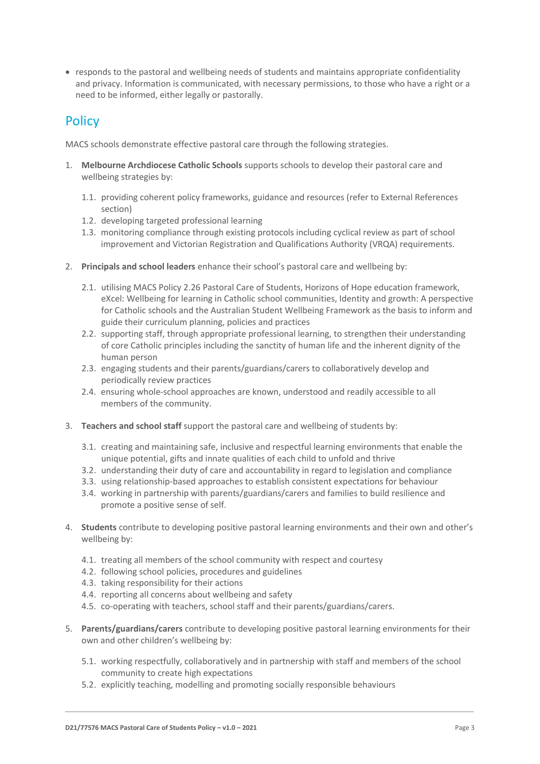- responds to the pastoral and wellbeing needs of students and maintains appropriate confidentiality and privacy. Information is communicated, with necessary permissions, to those who have a right or a need to be informed, either legally or pastorally.

## Policy

MACS schools demonstrate effective pastoral care through the following strategies.

1. **Melbourne Archdiocese Catholic Schools** supports schools to develop their pastoral care and wellbeing strategies by:

   1.1. providing coherent policy frameworks, guidance and resources (refer to External References section)
   1.2. developing targeted professional learning
   1.3. monitoring compliance through existing protocols including cyclical review as part of school improvement and Victorian Registration and Qualifications Authority (VRQA) requirements.

2. **Principals and school leaders** enhance their school's pastoral care and wellbeing by:

   2.1. utilising MACS Policy 2.26 Pastoral Care of Students, Horizons of Hope education framework, eXcel: Wellbeing for learning in Catholic school communities, Identity and growth: A perspective for Catholic schools and the Australian Student Wellbeing Framework as the basis to inform and guide their curriculum planning, policies and practices
   2.2. supporting staff, through appropriate professional learning, to strengthen their understanding of core Catholic principles including the sanctity of human life and the inherent dignity of the human person
   2.3. engaging students and their parents/guardians/carers to collaboratively develop and periodically review practices
   2.4. ensuring whole-school approaches are known, understood and readily accessible to all members of the community.

3. **Teachers and school staff** support the pastoral care and wellbeing of students by:

   3.1. creating and maintaining safe, inclusive and respectful learning environments that enable the unique potential, gifts and innate qualities of each child to unfold and thrive
   3.2. understanding their duty of care and accountability in regard to legislation and compliance
   3.3. using relationship-based approaches to establish consistent expectations for behaviour
   3.4. working in partnership with parents/guardians/carers and families to build resilience and promote a positive sense of self.

4. **Students** contribute to developing positive pastoral learning environments and their own and other's wellbeing by:

   4.1. treating all members of the school community with respect and courtesy
   4.2. following school policies, procedures and guidelines
   4.3. taking responsibility for their actions
   4.4. reporting all concerns about wellbeing and safety
   4.5. co-operating with teachers, school staff and their parents/guardians/carers.

5. **Parents/guardians/carers** contribute to developing positive pastoral learning environments for their own and other children's wellbeing by:

   5.1. working respectfully, collaboratively and in partnership with staff and members of the school community to create high expectations
   5.2. explicitly teaching, modelling and promoting socially responsible behaviours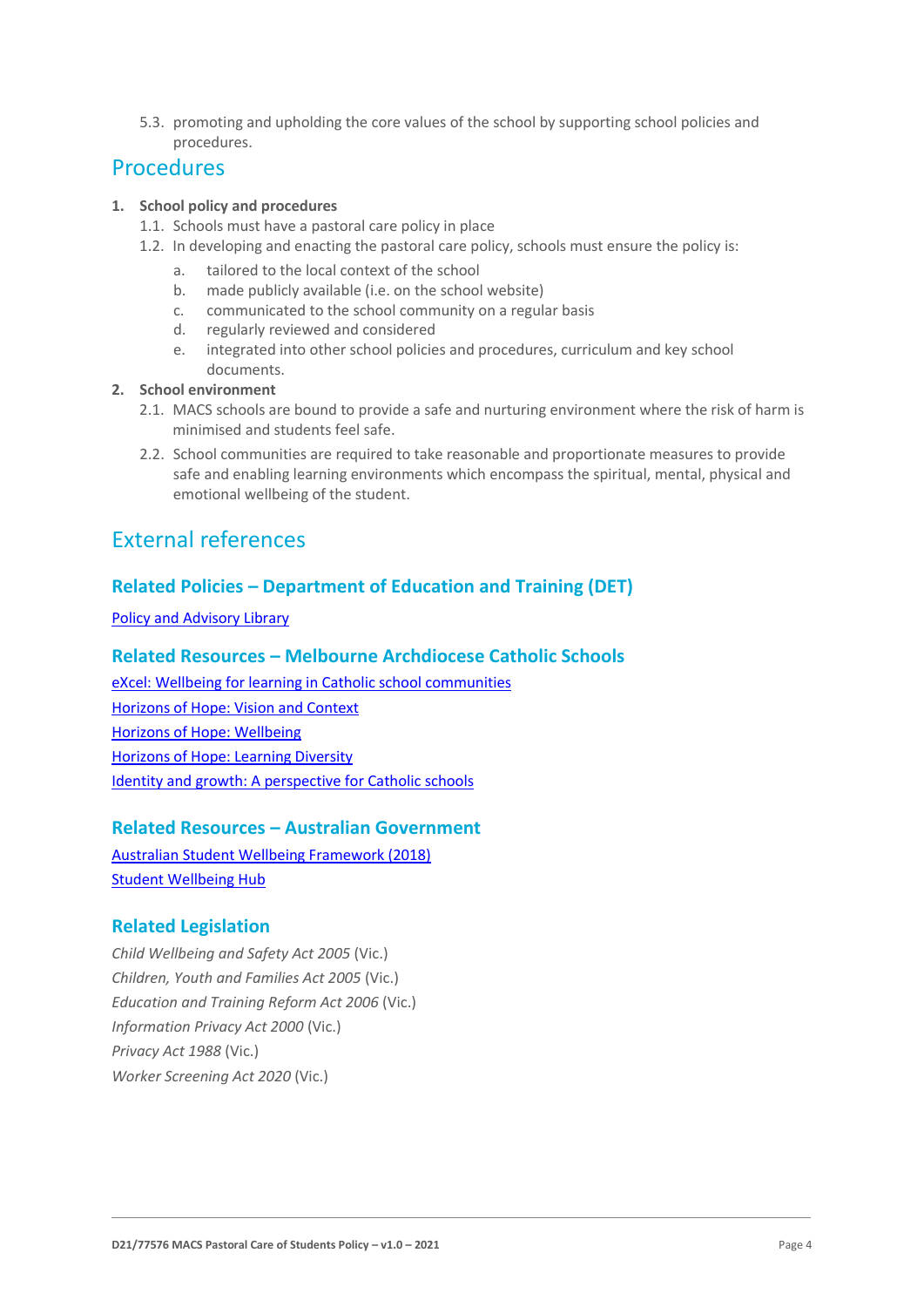5.3. promoting and upholding the core values of the school by supporting school policies and procedures.

## Procedures

1. **School policy and procedures**
   1.1. Schools must have a pastoral care policy in place
   1.2. In developing and enacting the pastoral care policy, schools must ensure the policy is:
      a. tailored to the local context of the school
      b. made publicly available (i.e. on the school website)
      c. communicated to the school community on a regular basis
      d. regularly reviewed and considered
      e. integrated into other school policies and procedures, curriculum and key school documents.
2. **School environment**
   2.1. MACS schools are bound to provide a safe and nurturing environment where the risk of harm is minimised and students feel safe.
   2.2. School communities are required to take reasonable and proportionate measures to provide safe and enabling learning environments which encompass the spiritual, mental, physical and emotional wellbeing of the student.

## External references

### Related Policies – Department of Education and Training (DET)

Policy and Advisory Library

### Related Resources – Melbourne Archdiocese Catholic Schools

eXcel: Wellbeing for learning in Catholic school communities
Horizons of Hope: Vision and Context
Horizons of Hope: Wellbeing
Horizons of Hope: Learning Diversity
Identity and growth: A perspective for Catholic schools

### Related Resources – Australian Government

Australian Student Wellbeing Framework (2018)
Student Wellbeing Hub

### Related Legislation

*Child Wellbeing and Safety Act 2005* (Vic.)
*Children, Youth and Families Act 2005* (Vic.)
*Education and Training Reform Act 2006* (Vic.)
*Information Privacy Act 2000* (Vic.)
*Privacy Act 1988* (Vic.)
*Worker Screening Act 2020* (Vic.)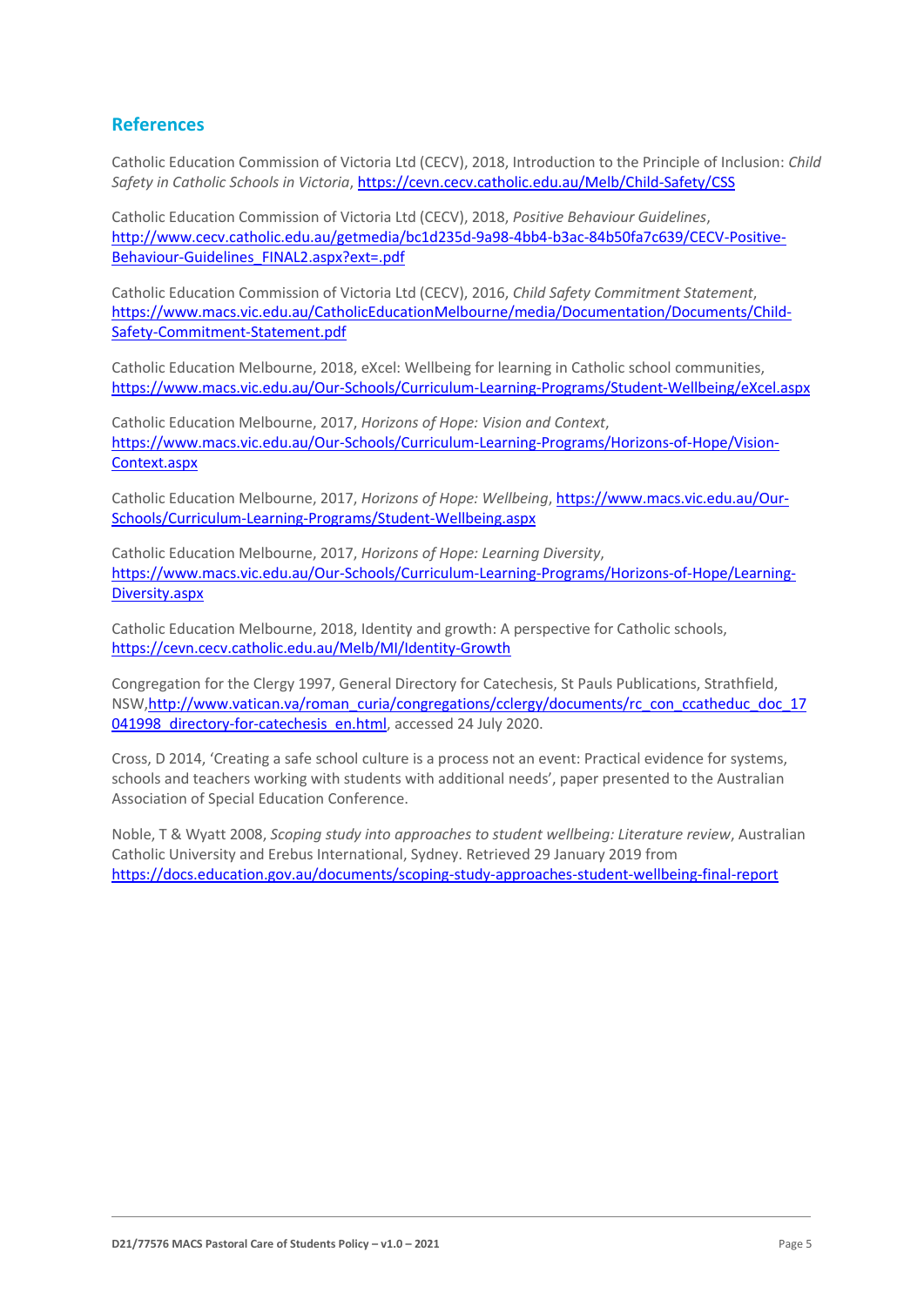## References

Catholic Education Commission of Victoria Ltd (CECV), 2018, Introduction to the Principle of Inclusion: *Child Safety in Catholic Schools in Victoria*, https://cevn.cecv.catholic.edu.au/Melb/Child-Safety/CSS

Catholic Education Commission of Victoria Ltd (CECV), 2018, *Positive Behaviour Guidelines*, http://www.cecv.catholic.edu.au/getmedia/bc1d235d-9a98-4bb4-b3ac-84b50fa7c639/CECV-Positive-Behaviour-Guidelines_FINAL2.aspx?ext=.pdf

Catholic Education Commission of Victoria Ltd (CECV), 2016, *Child Safety Commitment Statement*, https://www.macs.vic.edu.au/CatholicEducationMelbourne/media/Documentation/Documents/Child-Safety-Commitment-Statement.pdf

Catholic Education Melbourne, 2018, eXcel: Wellbeing for learning in Catholic school communities, https://www.macs.vic.edu.au/Our-Schools/Curriculum-Learning-Programs/Student-Wellbeing/eXcel.aspx

Catholic Education Melbourne, 2017, *Horizons of Hope: Vision and Context*, https://www.macs.vic.edu.au/Our-Schools/Curriculum-Learning-Programs/Horizons-of-Hope/Vision-Context.aspx

Catholic Education Melbourne, 2017, *Horizons of Hope: Wellbeing*, https://www.macs.vic.edu.au/Our-Schools/Curriculum-Learning-Programs/Student-Wellbeing.aspx

Catholic Education Melbourne, 2017, *Horizons of Hope: Learning Diversity*, https://www.macs.vic.edu.au/Our-Schools/Curriculum-Learning-Programs/Horizons-of-Hope/Learning-Diversity.aspx

Catholic Education Melbourne, 2018, Identity and growth: A perspective for Catholic schools, https://cevn.cecv.catholic.edu.au/Melb/MI/Identity-Growth

Congregation for the Clergy 1997, General Directory for Catechesis, St Pauls Publications, Strathfield, NSW,http://www.vatican.va/roman_curia/congregations/cclergy/documents/rc_con_ccatheduc_doc_17041998_directory-for-catechesis_en.html, accessed 24 July 2020.

Cross, D 2014, 'Creating a safe school culture is a process not an event: Practical evidence for systems, schools and teachers working with students with additional needs', paper presented to the Australian Association of Special Education Conference.

Noble, T & Wyatt 2008, *Scoping study into approaches to student wellbeing: Literature review*, Australian Catholic University and Erebus International, Sydney. Retrieved 29 January 2019 from https://docs.education.gov.au/documents/scoping-study-approaches-student-wellbeing-final-report